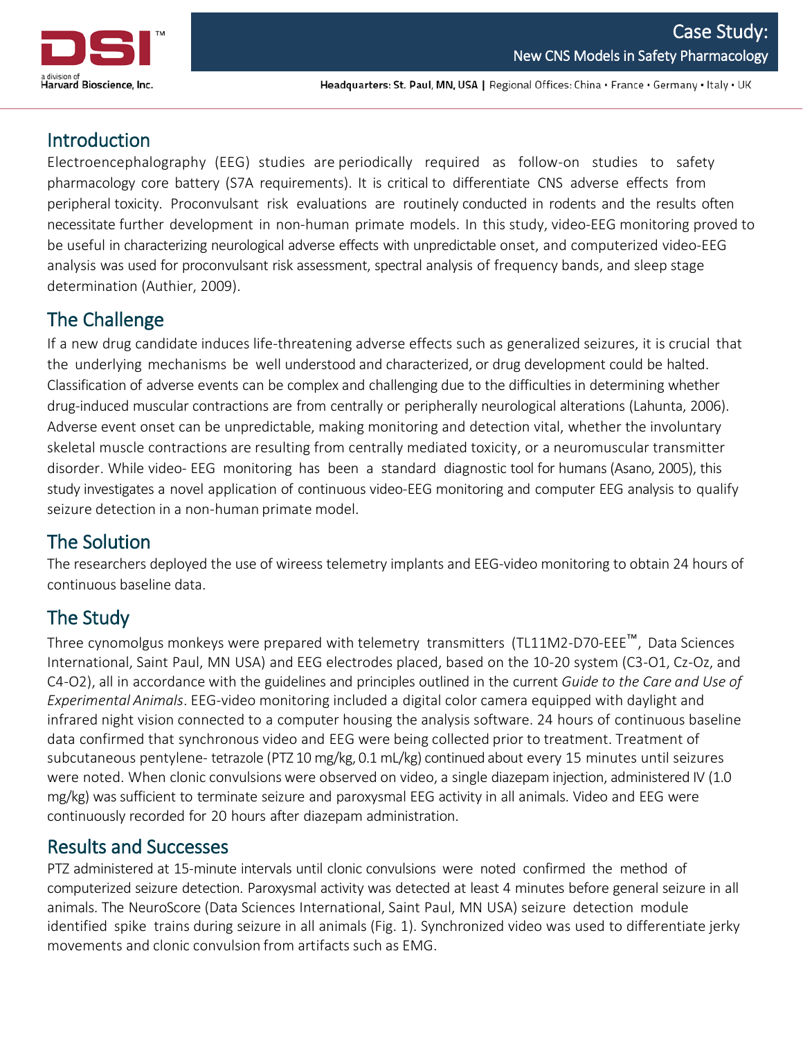# Case Study: New CNS Models in Safety Pharmacology

## Introduction

Electroencephalography (EEG) studies are periodically required as follow-on studies to safety pharmacology core battery (S7A requirements). It is critical to differentiate CNS adverse effects from peripheral toxicity. Proconvulsant risk evaluations are routinely conducted in rodents and the results often necessitate further development in non-human primate models. In this study, video-EEG monitoring proved to be useful in characterizing neurological adverse effects with unpredictable onset, and computerized video-EEG analysis was used for proconvulsant risk assessment, spectral analysis of frequency bands, and sleep stage determination (Authier, 2009).

## The Challenge

If a new drug candidate induces life-threatening adverse effects such as generalized seizures, it is crucial that the underlying mechanisms be well understood and characterized, or drug development could be halted. Classification of adverse events can be complex and challenging due to the difficulties in determining whether drug-induced muscular contractions are from centrally or peripherally neurological alterations (Lahunta, 2006). Adverse event onset can be unpredictable, making monitoring and detection vital, whether the involuntary skeletal muscle contractions are resulting from centrally mediated toxicity, or a neuromuscular transmitter disorder. While video- EEG monitoring has been a standard diagnostic tool for humans (Asano, 2005), this study investigates a novel application of continuous video-EEG monitoring and computer EEG analysis to qualify seizure detection in a non-human primate model.

## The Solution

The researchers deployed the use of wireess telemetry implants and EEG-video monitoring to obtain 24 hours of continuous baseline data.

## The Study

Three cynomolgus monkeys were prepared with telemetry transmitters (TL11M2-D70-EEE™, Data Sciences International, Saint Paul, MN USA) and EEG electrodes placed, based on the 10-20 system (C3-O1, Cz-Oz, and C4-O2), all in accordance with the guidelines and principles outlined in the current *Guide to the Care and Use of Experimental Animals*. EEG-video monitoring included a digital color camera equipped with daylight and infrared night vision connected to a computer housing the analysis software. 24 hours of continuous baseline data confirmed that synchronous video and EEG were being collected prior to treatment. Treatment of subcutaneous pentylene- tetrazole (PTZ 10 mg/kg, 0.1 mL/kg) continued about every 15 minutes until seizures were noted. When clonic convulsions were observed on video, a single diazepam injection, administered IV (1.0 mg/kg) was sufficient to terminate seizure and paroxysmal EEG activity in all animals. Video and EEG were continuously recorded for 20 hours after diazepam administration.

## Results and Successes

PTZ administered at 15-minute intervals until clonic convulsions were noted confirmed the method of computerized seizure detection. Paroxysmal activity was detected at least 4 minutes before general seizure in all animals. The NeuroScore (Data Sciences International, Saint Paul, MN USA) seizure detection module identified spike trains during seizure in all animals (Fig. 1). Synchronized video was used to differentiate jerky movements and clonic convulsion from artifacts such as EMG.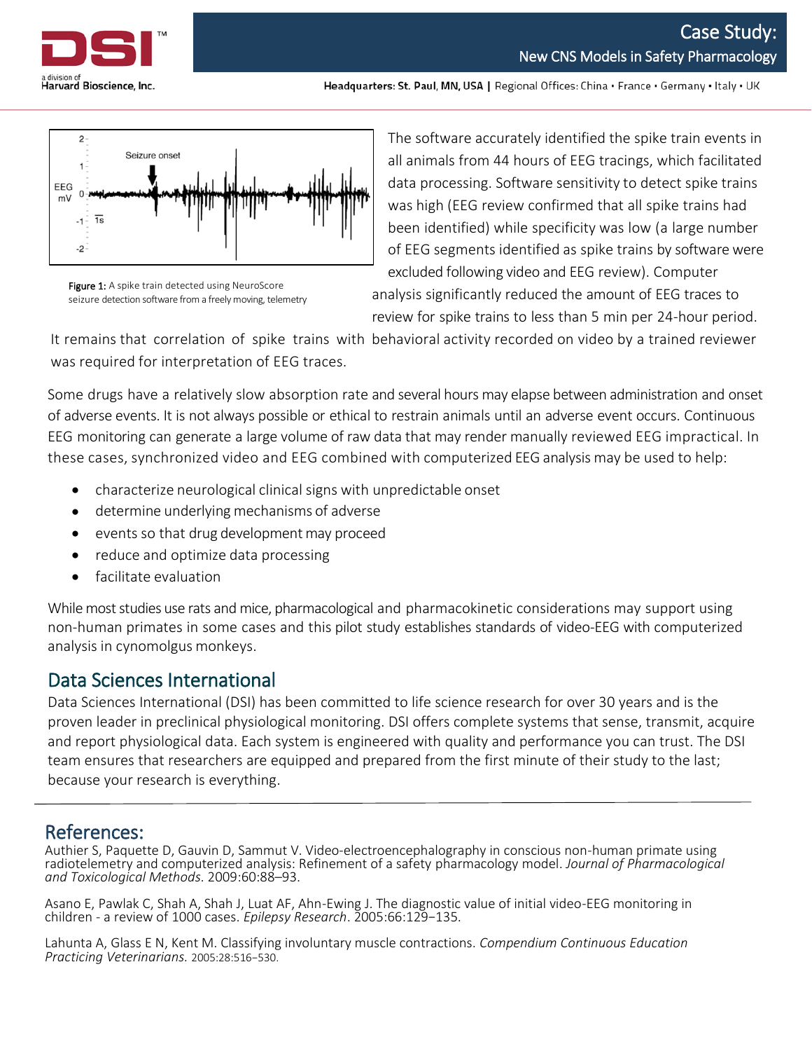2
1
EEG mV 0
-1 1s
-2

Seizure onset

**Figure 1:** A spike train detected using NeuroScore seizure detection software from a freely moving, telemetry

The software accurately identified the spike train events in all animals from 44 hours of EEG tracings, which facilitated data processing. Software sensitivity to detect spike trains was high (EEG review confirmed that all spike trains had been identified) while specificity was low (a large number of EEG segments identified as spike trains by software were excluded following video and EEG review). Computer analysis significantly reduced the amount of EEG traces to review for spike trains to less than 5 min per 24-hour period. It remains that correlation of spike trains with behavioral activity recorded on video by a trained reviewer was required for interpretation of EEG traces.

Some drugs have a relatively slow absorption rate and several hours may elapse between administration and onset of adverse events. It is not always possible or ethical to restrain animals until an adverse event occurs. Continuous EEG monitoring can generate a large volume of raw data that may render manually reviewed EEG impractical. In these cases, synchronized video and EEG combined with computerized EEG analysis may be used to help:

- characterize neurological clinical signs with unpredictable onset
- determine underlying mechanisms of adverse
- events so that drug development may proceed
- reduce and optimize data processing
- facilitate evaluation

While most studies use rats and mice, pharmacological and pharmacokinetic considerations may support using non-human primates in some cases and this pilot study establishes standards of video-EEG with computerized analysis in cynomolgus monkeys.

## Data Sciences International

Data Sciences International (DSI) has been committed to life science research for over 30 years and is the proven leader in preclinical physiological monitoring. DSI offers complete systems that sense, transmit, acquire and report physiological data. Each system is engineered with quality and performance you can trust. The DSI team ensures that researchers are equipped and prepared from the first minute of their study to the last; because your research is everything.

## References:

Authier S, Paquette D, Gauvin D, Sammut V. Video-electroencephalography in conscious non-human primate using radiotelemetry and computerized analysis: Refinement of a safety pharmacology model. *Journal of Pharmacological and Toxicological Methods*. 2009:60:88–93.

Asano E, Pawlak C, Shah A, Shah J, Luat AF, Ahn-Ewing J. The diagnostic value of initial video-EEG monitoring in children - a review of 1000 cases. *Epilepsy Research*. 2005:66:129–135.

Lahunta A, Glass E N, Kent M. Classifying involuntary muscle contractions. *Compendium Continuous Education Practicing Veterinarians*. 2005:28:516–530.